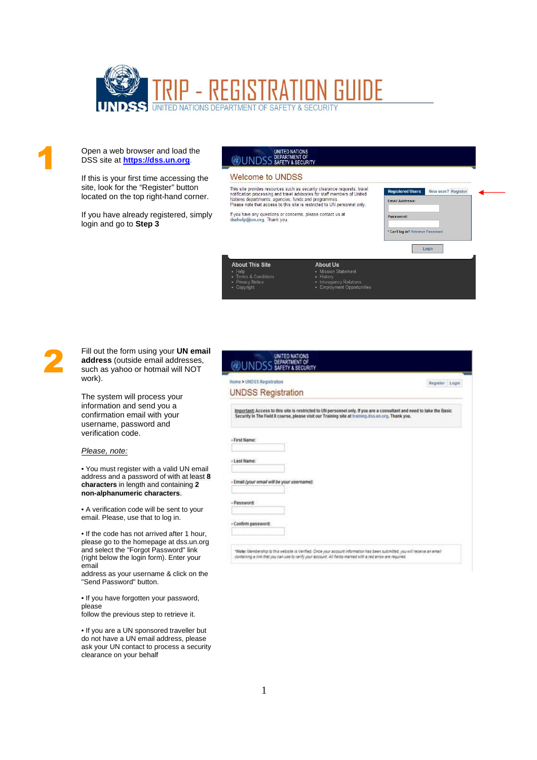# TRIP - REGISTRATION GUIDE

UNITED NATIONS DEPARTMENT OF SAFETY & SECURITY

## 1

Open a web browser and load the DSS site at **https://dss.un.org**.

If this is your first time accessing the site, look for the "Register" button located on the top right-hand corner.

If you have already registered, simply login and go to **Step 3**

## 2

Fill out the form using your **UN email address** (outside email addresses, such as yahoo or hotmail will NOT work).

The system will process your information and send you a confirmation email with your username, password and verification code.

*Please, note:*

• You must register with a valid UN email address and a password of with at least **8 characters** in length and containing **2 non-alphanumeric characters**.

• A verification code will be sent to your email. Please, use that to log in.

• If the code has not arrived after 1 hour, please go to the homepage at dss.un.org and select the "Forgot Password" link (right below the login form). Enter your email address as your username & click on the "Send Password" button.

• If you have forgotten your password, please follow the previous step to retrieve it.

• If you are a UN sponsored traveller but do not have a UN email address, please ask your UN contact to process a security clearance on your behalf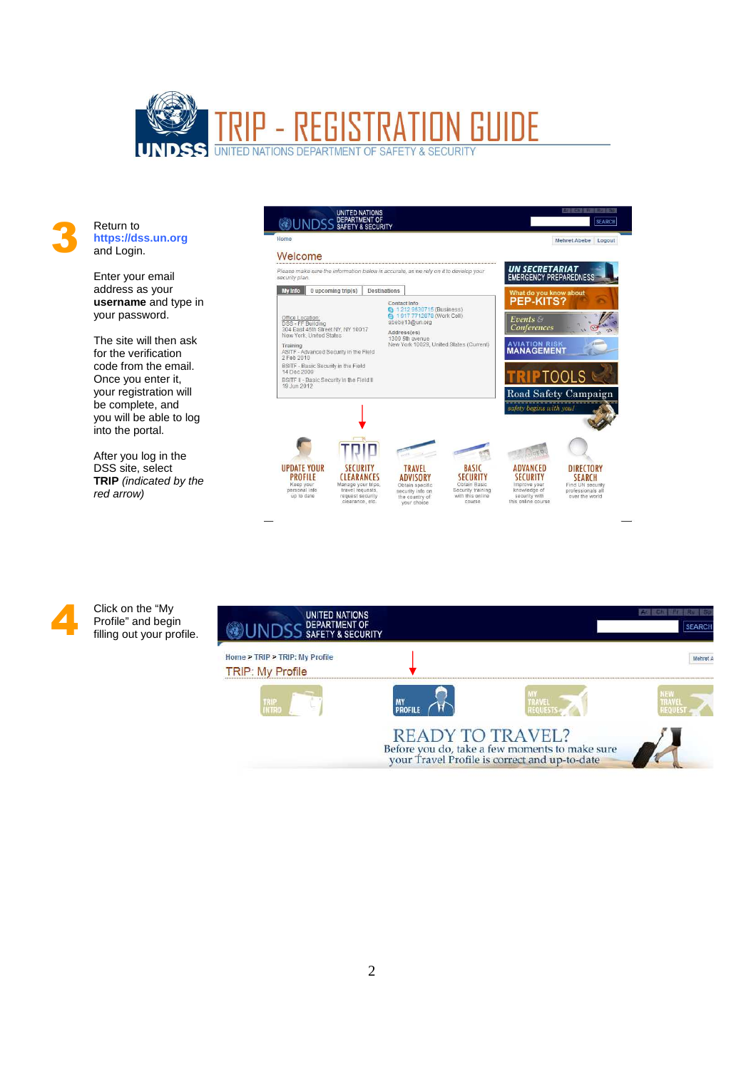# TRIP - REGISTRATION GUIDE

UNITED NATIONS DEPARTMENT OF SAFETY & SECURITY

**3**

Return to **https://dss.un.org** and Login.

Enter your email address as your **username** and type in your password.

The site will then ask for the verification code from the email. Once you enter it, your registration will be complete, and you will be able to log into the portal.

After you log in the DSS site, select **TRIP** *(indicated by the red arrow)*

**4**

Click on the "My Profile" and begin filling out your profile.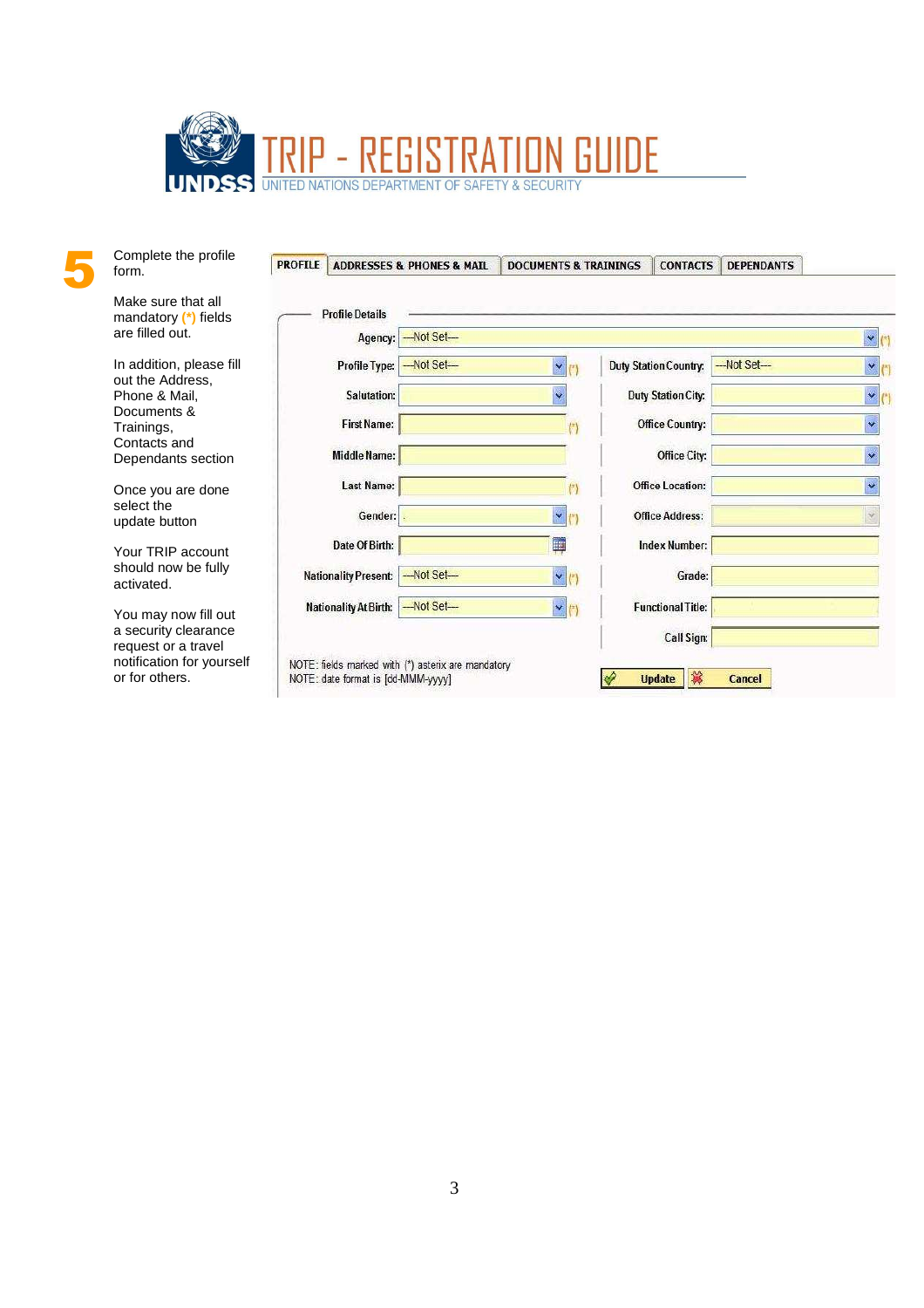# TRIP - REGISTRATION GUIDE

UNITED NATIONS DEPARTMENT OF SAFETY & SECURITY

**5**

Complete the profile form.

Make sure that all mandatory (*) fields are filled out.

In addition, please fill out the Address, Phone & Mail, Documents & Trainings, Contacts and Dependants section

Once you are done select the update button

Your TRIP account should now be fully activated.

You may now fill out a security clearance request or a travel notification for yourself or for others.

PROFILE | ADDRESSES & PHONES & MAIL | DOCUMENTS & TRAININGS | CONTACTS | DEPENDANTS

Profile Details

Agency: —Not Set— (*)

| | | | |
|---|---|---|---|
| Profile Type: | —Not Set— (*) | Duty Station Country: | —Not Set— (*) |
| Salutation: | | Duty Station City: | (*) |
| First Name: | (*) | Office Country: | |
| Middle Name: | | Office City: | |
| Last Name: | (*) | Office Location: | |
| Gender: | (*) | Office Address: | |
| Date Of Birth: | | Index Number: | |
| Nationality Present: | —Not Set— (*) | Grade: | |
| Nationality At Birth: | —Not Set— (*) | Functional Title: | |
| | | Call Sign: | |

NOTE: fields marked with (*) asterix are mandatory
NOTE: date format is [dd-MMM-yyyy]

Update | Cancel